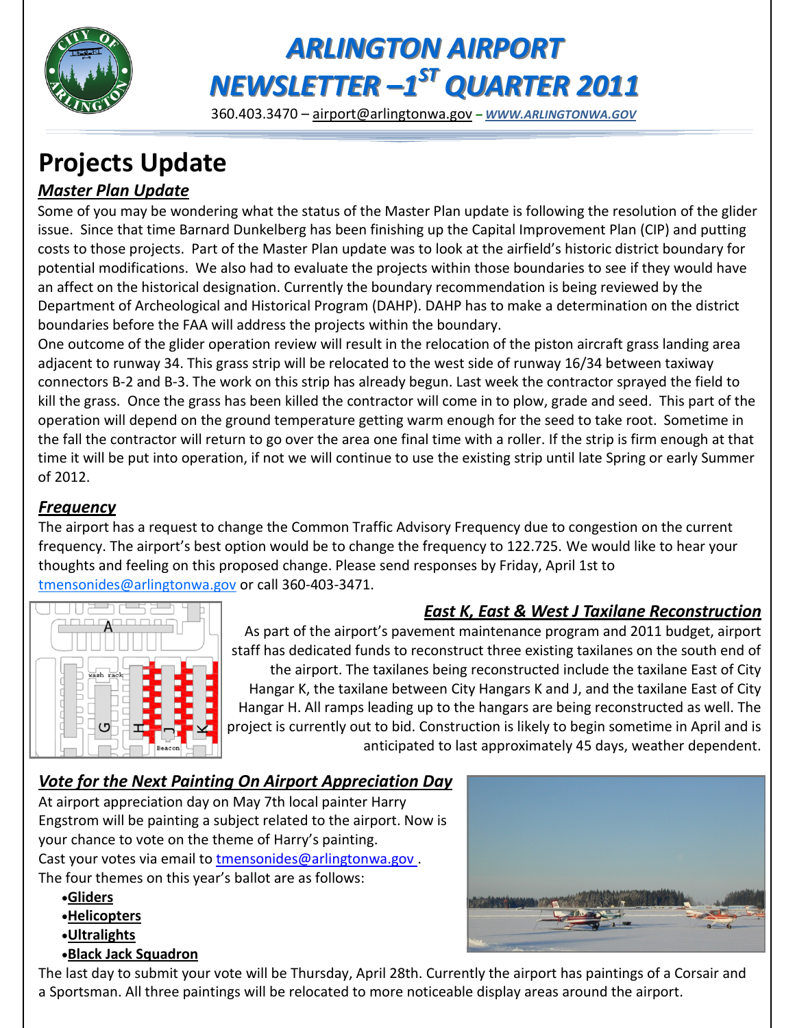# ARLINGTON AIRPORT NEWSLETTER –1ST QUARTER 2011

360.403.3470 – airport@arlingtonwa.gov – *WWW.ARLINGTONWA.GOV*

## Projects Update

### *Master Plan Update*

Some of you may be wondering what the status of the Master Plan update is following the resolution of the glider issue. Since that time Barnard Dunkelberg has been finishing up the Capital Improvement Plan (CIP) and putting costs to those projects. Part of the Master Plan update was to look at the airfield's historic district boundary for potential modifications. We also had to evaluate the projects within those boundaries to see if they would have an affect on the historical designation. Currently the boundary recommendation is being reviewed by the Department of Archeological and Historical Program (DAHP). DAHP has to make a determination on the district boundaries before the FAA will address the projects within the boundary.

One outcome of the glider operation review will result in the relocation of the piston aircraft grass landing area adjacent to runway 34. This grass strip will be relocated to the west side of runway 16/34 between taxiway connectors B-2 and B-3. The work on this strip has already begun. Last week the contractor sprayed the field to kill the grass. Once the grass has been killed the contractor will come in to plow, grade and seed. This part of the operation will depend on the ground temperature getting warm enough for the seed to take root. Sometime in the fall the contractor will return to go over the area one final time with a roller. If the strip is firm enough at that time it will be put into operation, if not we will continue to use the existing strip until late Spring or early Summer of 2012.

### *Frequency*

The airport has a request to change the Common Traffic Advisory Frequency due to congestion on the current frequency. The airport's best option would be to change the frequency to 122.725. We would like to hear your thoughts and feeling on this proposed change. Please send responses by Friday, April 1st to tmensonides@arlingtonwa.gov or call 360-403-3471.

### *East K, East & West J Taxilane Reconstruction*

As part of the airport's pavement maintenance program and 2011 budget, airport staff has dedicated funds to reconstruct three existing taxilanes on the south end of the airport. The taxilanes being reconstructed include the taxilane East of City Hangar K, the taxilane between City Hangars K and J, and the taxilane East of City Hangar H. All ramps leading up to the hangars are being reconstructed as well. The project is currently out to bid. Construction is likely to begin sometime in April and is anticipated to last approximately 45 days, weather dependent.

### *Vote for the Next Painting On Airport Appreciation Day*

At airport appreciation day on May 7th local painter Harry Engstrom will be painting a subject related to the airport. Now is your chance to vote on the theme of Harry's painting.
Cast your votes via email to tmensonides@arlingtonwa.gov .
The four themes on this year's ballot are as follows:

- **Gliders**
- **Helicopters**
- **Ultralights**
- **Black Jack Squadron**

The last day to submit your vote will be Thursday, April 28th. Currently the airport has paintings of a Corsair and a Sportsman. All three paintings will be relocated to more noticeable display areas around the airport.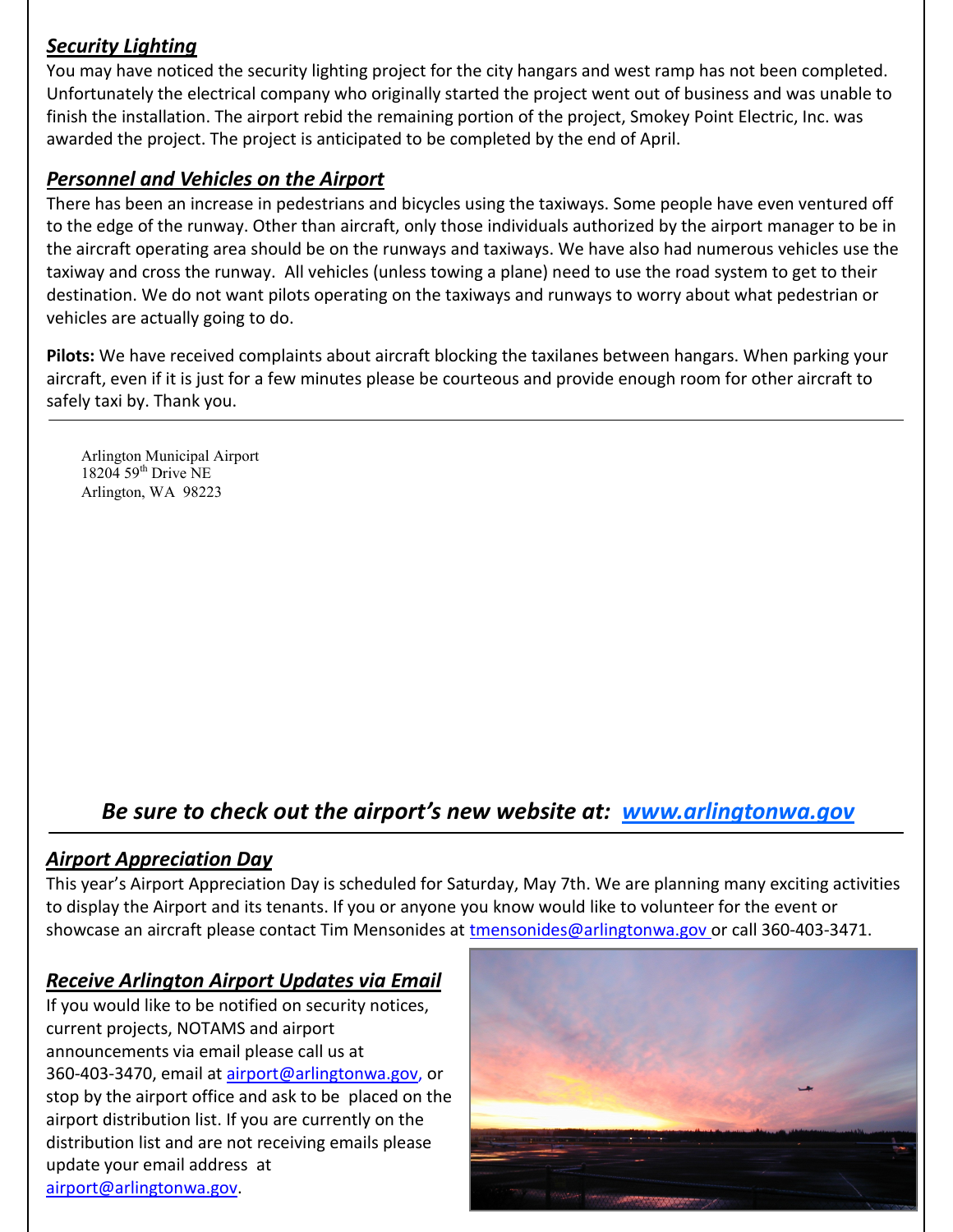## *Security Lighting*

You may have noticed the security lighting project for the city hangars and west ramp has not been completed. Unfortunately the electrical company who originally started the project went out of business and was unable to finish the installation. The airport rebid the remaining portion of the project, Smokey Point Electric, Inc. was awarded the project. The project is anticipated to be completed by the end of April.

## *Personnel and Vehicles on the Airport*

There has been an increase in pedestrians and bicycles using the taxiways. Some people have even ventured off to the edge of the runway. Other than aircraft, only those individuals authorized by the airport manager to be in the aircraft operating area should be on the runways and taxiways. We have also had numerous vehicles use the taxiway and cross the runway. All vehicles (unless towing a plane) need to use the road system to get to their destination. We do not want pilots operating on the taxiways and runways to worry about what pedestrian or vehicles are actually going to do.

**Pilots:** We have received complaints about aircraft blocking the taxilanes between hangars. When parking your aircraft, even if it is just for a few minutes please be courteous and provide enough room for other aircraft to safely taxi by. Thank you.

---

Arlington Municipal Airport
18204 59th Drive NE
Arlington, WA 98223

### *Be sure to check out the airport's new website at: [www.arlingtonwa.gov](http://www.arlingtonwa.gov)*

---

## *Airport Appreciation Day*

This year's Airport Appreciation Day is scheduled for Saturday, May 7th. We are planning many exciting activities to display the Airport and its tenants. If you or anyone you know would like to volunteer for the event or showcase an aircraft please contact Tim Mensonides at tmensonides@arlingtonwa.gov or call 360-403-3471.

## *Receive Arlington Airport Updates via Email*

If you would like to be notified on security notices, current projects, NOTAMS and airport announcements via email please call us at 360-403-3470, email at airport@arlingtonwa.gov, or stop by the airport office and ask to be placed on the airport distribution list. If you are currently on the distribution list and are not receiving emails please update your email address at airport@arlingtonwa.gov.